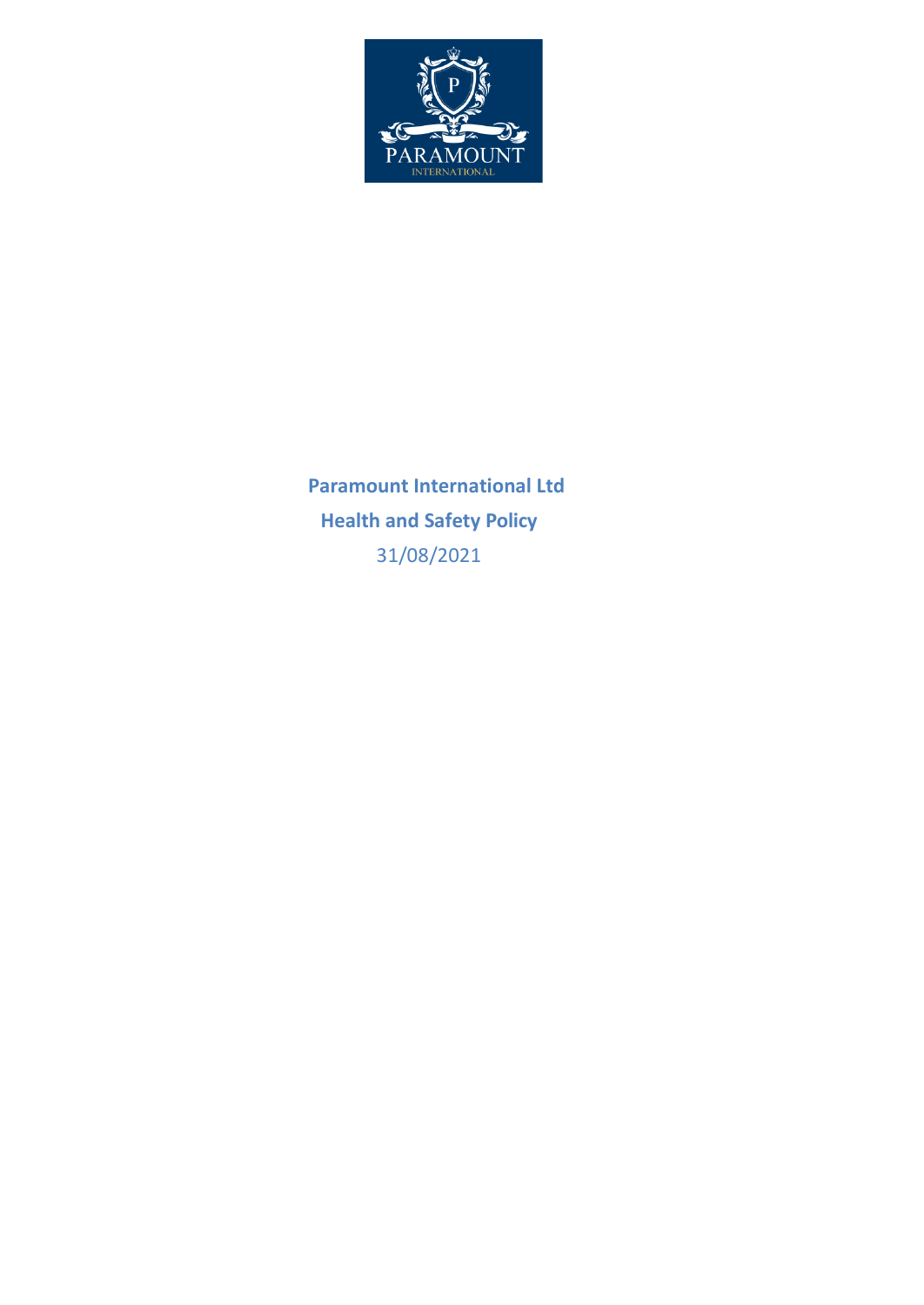**Paramount International Ltd**

**Health and Safety Policy**

31/08/2021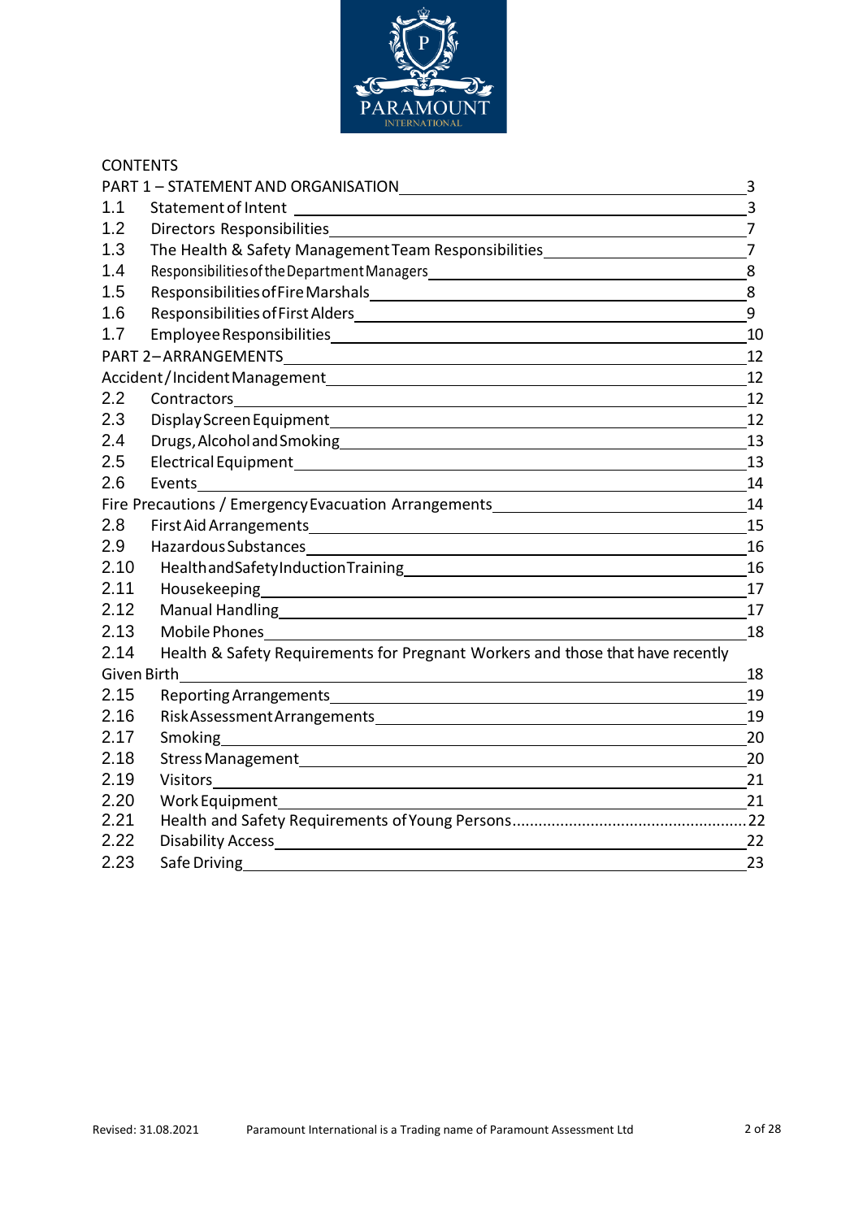CONTENTS

| | | |
|---|---|---|
| PART 1 – STATEMENT AND ORGANISATION | | 3 |
| 1.1 | Statement of Intent | 3 |
| 1.2 | Directors Responsibilities | 7 |
| 1.3 | The Health & Safety Management Team Responsibilities | 7 |
| 1.4 | Responsibilities of the Department Managers | 8 |
| 1.5 | Responsibilities of Fire Marshals | 8 |
| 1.6 | Responsibilities of First Alders | 9 |
| 1.7 | Employee Responsibilities | 10 |
| PART 2 – ARRANGEMENTS | | 12 |
| Accident/Incident Management | | 12 |
| 2.2 | Contractors | 12 |
| 2.3 | Display Screen Equipment | 12 |
| 2.4 | Drugs, Alcohol and Smoking | 13 |
| 2.5 | Electrical Equipment | 13 |
| 2.6 | Events | 14 |
| Fire Precautions / Emergency Evacuation Arrangements | | 14 |
| 2.8 | First Aid Arrangements | 15 |
| 2.9 | Hazardous Substances | 16 |
| 2.10 | Health and Safety Induction Training | 16 |
| 2.11 | Housekeeping | 17 |
| 2.12 | Manual Handling | 17 |
| 2.13 | Mobile Phones | 18 |
| 2.14 | Health & Safety Requirements for Pregnant Workers and those that have recently Given Birth | 18 |
| 2.15 | Reporting Arrangements | 19 |
| 2.16 | Risk Assessment Arrangements | 19 |
| 2.17 | Smoking | 20 |
| 2.18 | Stress Management | 20 |
| 2.19 | Visitors | 21 |
| 2.20 | Work Equipment | 21 |
| 2.21 | Health and Safety Requirements of Young Persons | 22 |
| 2.22 | Disability Access | 22 |
| 2.23 | Safe Driving | 23 |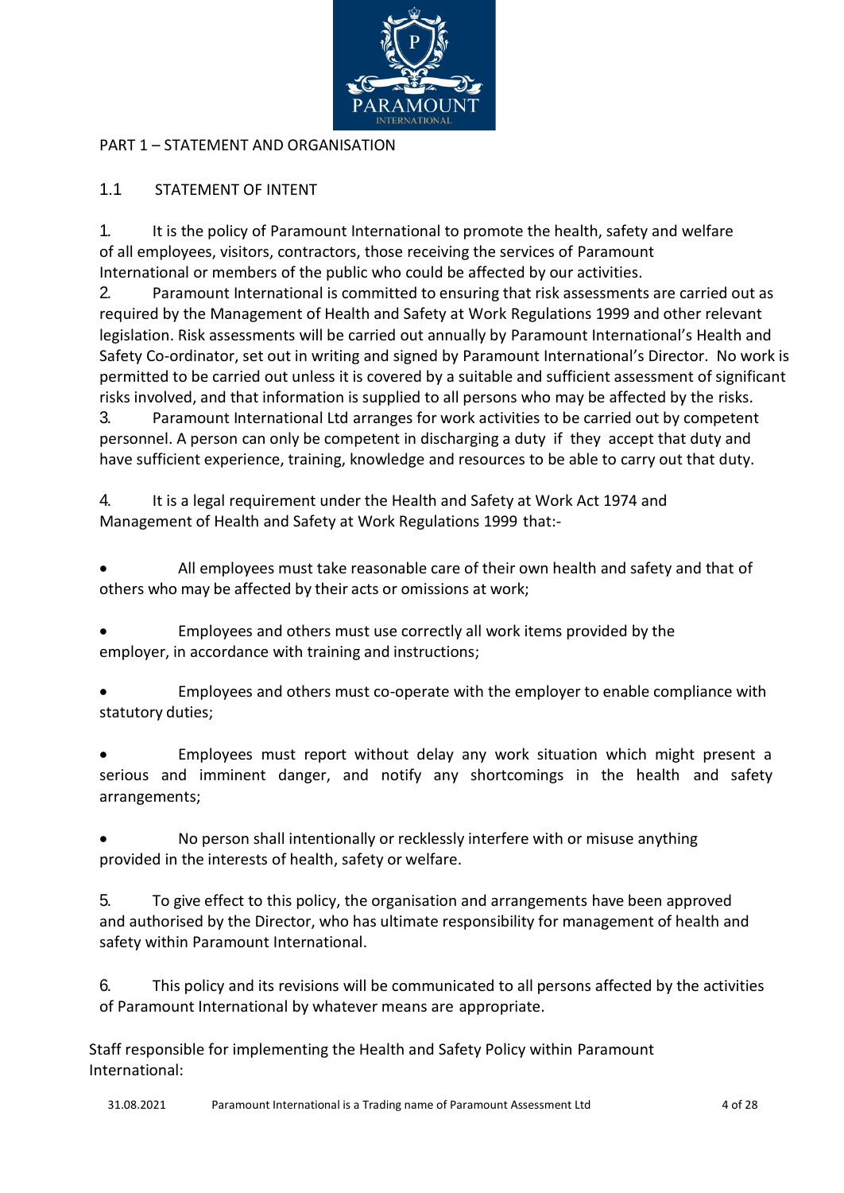# PART 1 – STATEMENT AND ORGANISATION

## 1.1 STATEMENT OF INTENT

1. It is the policy of Paramount International to promote the health, safety and welfare of all employees, visitors, contractors, those receiving the services of Paramount International or members of the public who could be affected by our activities.
2. Paramount International is committed to ensuring that risk assessments are carried out as required by the Management of Health and Safety at Work Regulations 1999 and other relevant legislation. Risk assessments will be carried out annually by Paramount International's Health and Safety Co-ordinator, set out in writing and signed by Paramount International's Director. No work is permitted to be carried out unless it is covered by a suitable and sufficient assessment of significant risks involved, and that information is supplied to all persons who may be affected by the risks.
3. Paramount International Ltd arranges for work activities to be carried out by competent personnel. A person can only be competent in discharging a duty if they accept that duty and have sufficient experience, training, knowledge and resources to be able to carry out that duty.

4. It is a legal requirement under the Health and Safety at Work Act 1974 and Management of Health and Safety at Work Regulations 1999 that:-

- All employees must take reasonable care of their own health and safety and that of others who may be affected by their acts or omissions at work;

- Employees and others must use correctly all work items provided by the employer, in accordance with training and instructions;

- Employees and others must co-operate with the employer to enable compliance with statutory duties;

- Employees must report without delay any work situation which might present a serious and imminent danger, and notify any shortcomings in the health and safety arrangements;

- No person shall intentionally or recklessly interfere with or misuse anything provided in the interests of health, safety or welfare.

5. To give effect to this policy, the organisation and arrangements have been approved and authorised by the Director, who has ultimate responsibility for management of health and safety within Paramount International.

6. This policy and its revisions will be communicated to all persons affected by the activities of Paramount International by whatever means are appropriate.

Staff responsible for implementing the Health and Safety Policy within Paramount International: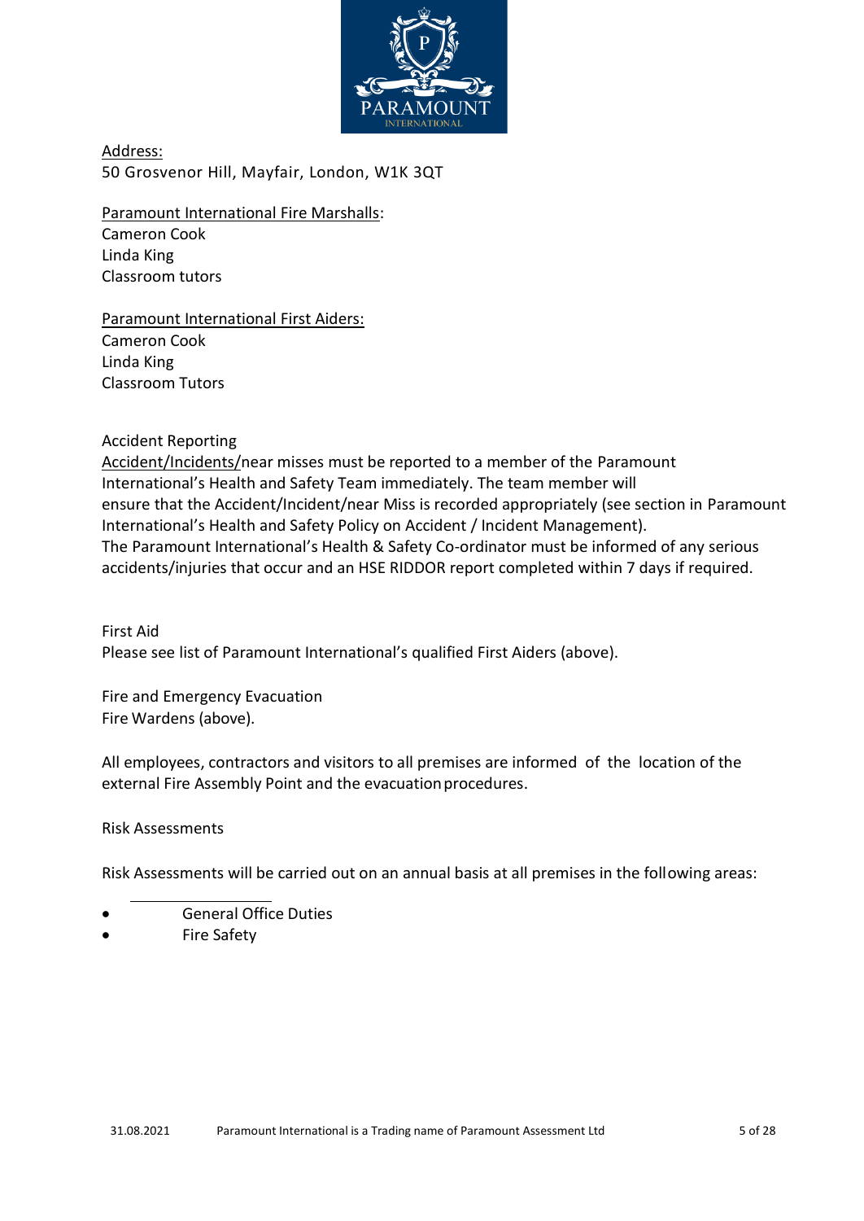<u>Address:</u>
50 Grosvenor Hill, Mayfair, London, W1K 3QT

<u>Paramount International Fire Marshalls</u>:
Cameron Cook
Linda King
Classroom tutors

<u>Paramount International First Aiders:</u>
Cameron Cook
Linda King
Classroom Tutors

Accident Reporting

<u>Accident/Incidents/</u>near misses must be reported to a member of the Paramount International's Health and Safety Team immediately. The team member will ensure that the Accident/Incident/near Miss is recorded appropriately (see section in Paramount International's Health and Safety Policy on Accident / Incident Management).
The Paramount International's Health & Safety Co-ordinator must be informed of any serious accidents/injuries that occur and an HSE RIDDOR report completed within 7 days if required.

First Aid
Please see list of Paramount International's qualified First Aiders (above).

Fire and Emergency Evacuation
Fire Wardens (above).

All employees, contractors and visitors to all premises are informed of the location of the external Fire Assembly Point and the evacuation procedures.

Risk Assessments

Risk Assessments will be carried out on an annual basis at all premises in the following areas:

- General Office Duties
- Fire Safety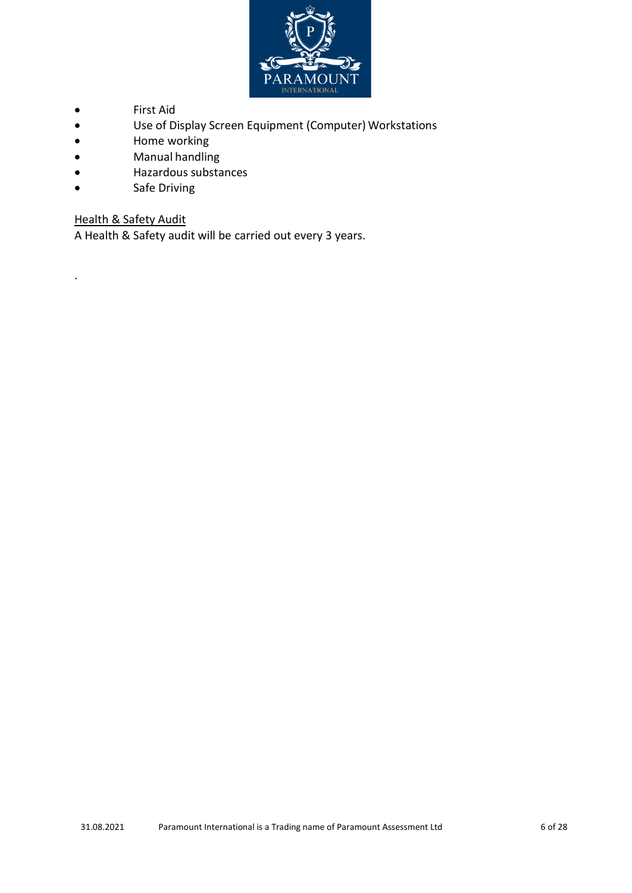- First Aid
- Use of Display Screen Equipment (Computer) Workstations
- Home working
- Manual handling
- Hazardous substances
- Safe Driving

Health & Safety Audit

A Health & Safety audit will be carried out every 3 years.

.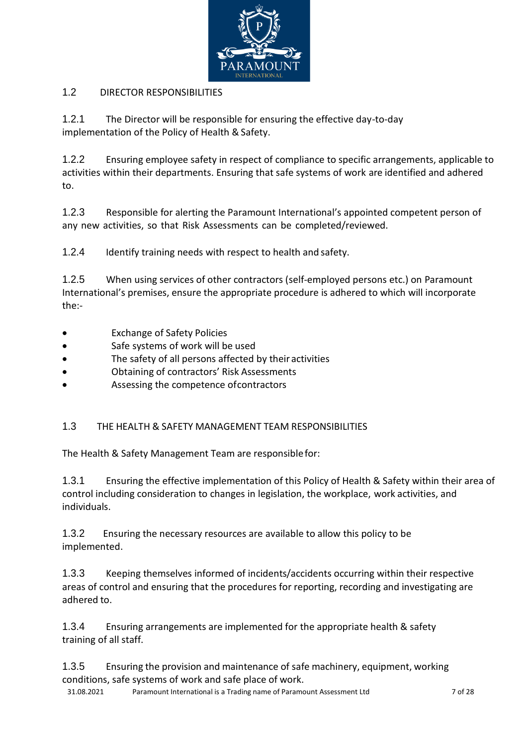## 1.2 DIRECTOR RESPONSIBILITIES

1.2.1 The Director will be responsible for ensuring the effective day-to-day implementation of the Policy of Health & Safety.

1.2.2 Ensuring employee safety in respect of compliance to specific arrangements, applicable to activities within their departments. Ensuring that safe systems of work are identified and adhered to.

1.2.3 Responsible for alerting the Paramount International's appointed competent person of any new activities, so that Risk Assessments can be completed/reviewed.

1.2.4 Identify training needs with respect to health and safety.

1.2.5 When using services of other contractors (self-employed persons etc.) on Paramount International's premises, ensure the appropriate procedure is adhered to which will incorporate the:-

- Exchange of Safety Policies
- Safe systems of work will be used
- The safety of all persons affected by their activities
- Obtaining of contractors' Risk Assessments
- Assessing the competence of contractors

## 1.3 THE HEALTH & SAFETY MANAGEMENT TEAM RESPONSIBILITIES

The Health & Safety Management Team are responsible for:

1.3.1 Ensuring the effective implementation of this Policy of Health & Safety within their area of control including consideration to changes in legislation, the workplace, work activities, and individuals.

1.3.2 Ensuring the necessary resources are available to allow this policy to be implemented.

1.3.3 Keeping themselves informed of incidents/accidents occurring within their respective areas of control and ensuring that the procedures for reporting, recording and investigating are adhered to.

1.3.4 Ensuring arrangements are implemented for the appropriate health & safety training of all staff.

1.3.5 Ensuring the provision and maintenance of safe machinery, equipment, working conditions, safe systems of work and safe place of work.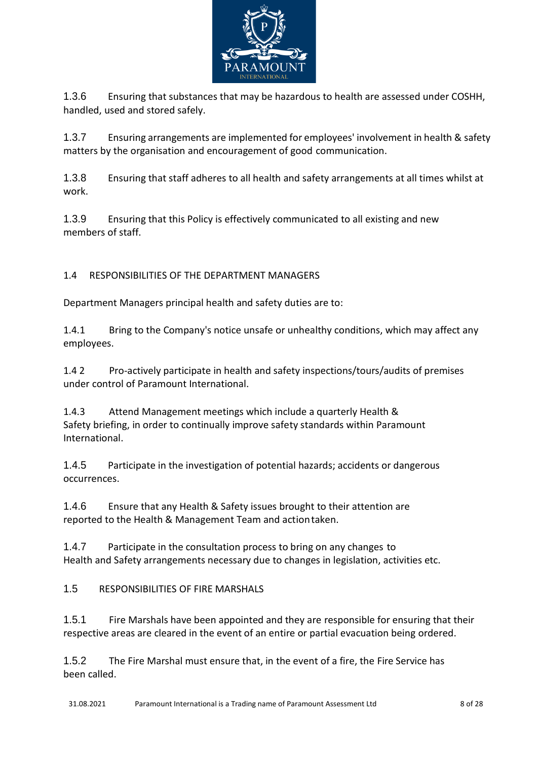1.3.6 Ensuring that substances that may be hazardous to health are assessed under COSHH, handled, used and stored safely.

1.3.7 Ensuring arrangements are implemented for employees' involvement in health & safety matters by the organisation and encouragement of good communication.

1.3.8 Ensuring that staff adheres to all health and safety arrangements at all times whilst at work.

1.3.9 Ensuring that this Policy is effectively communicated to all existing and new members of staff.

## 1.4 RESPONSIBILITIES OF THE DEPARTMENT MANAGERS

Department Managers principal health and safety duties are to:

1.4.1 Bring to the Company's notice unsafe or unhealthy conditions, which may affect any employees.

1.4 2 Pro-actively participate in health and safety inspections/tours/audits of premises under control of Paramount International.

1.4.3 Attend Management meetings which include a quarterly Health & Safety briefing, in order to continually improve safety standards within Paramount International.

1.4.5 Participate in the investigation of potential hazards; accidents or dangerous occurrences.

1.4.6 Ensure that any Health & Safety issues brought to their attention are reported to the Health & Management Team and action taken.

1.4.7 Participate in the consultation process to bring on any changes to Health and Safety arrangements necessary due to changes in legislation, activities etc.

## 1.5 RESPONSIBILITIES OF FIRE MARSHALS

1.5.1 Fire Marshals have been appointed and they are responsible for ensuring that their respective areas are cleared in the event of an entire or partial evacuation being ordered.

1.5.2 The Fire Marshal must ensure that, in the event of a fire, the Fire Service has been called.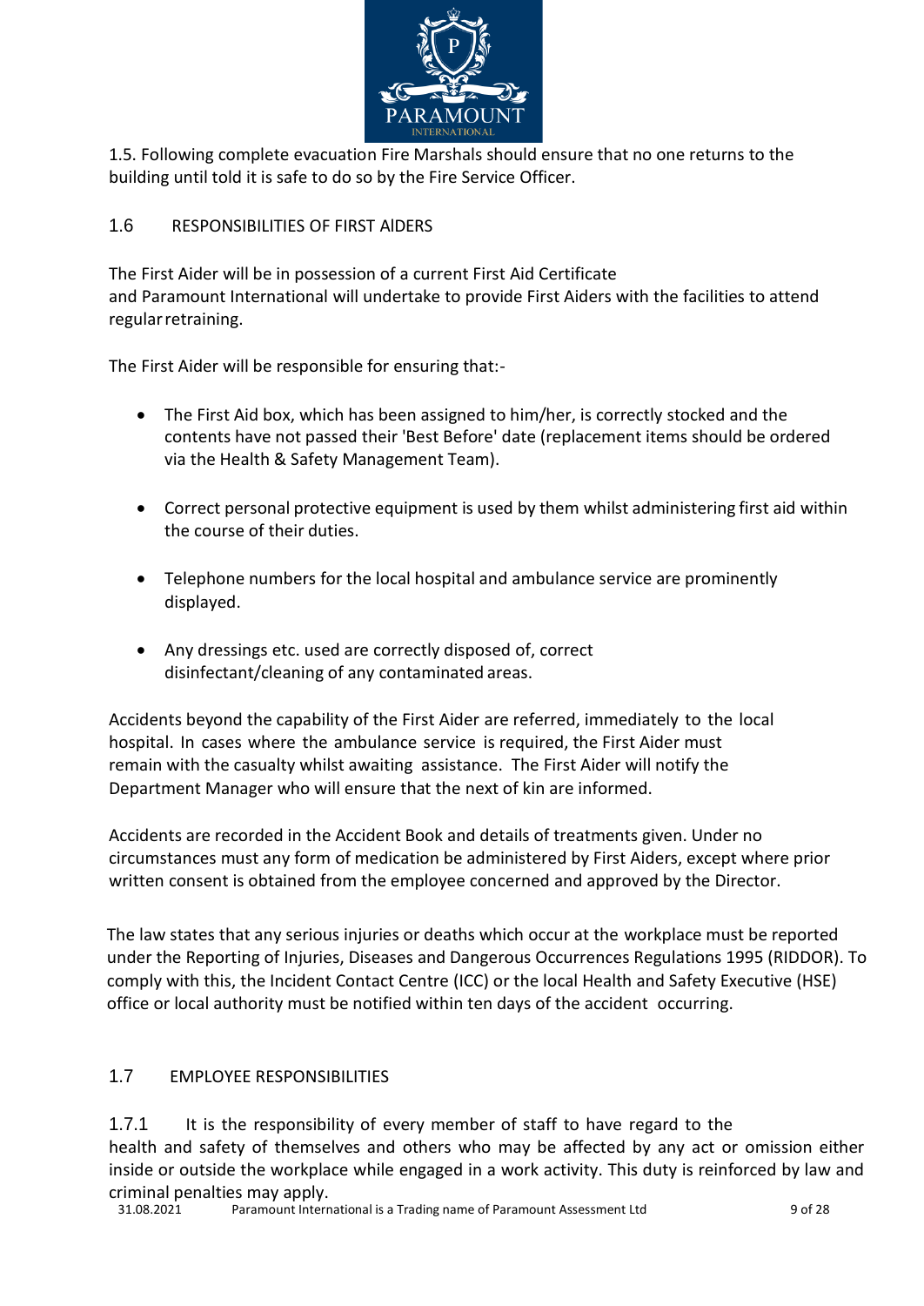1.5. Following complete evacuation Fire Marshals should ensure that no one returns to the building until told it is safe to do so by the Fire Service Officer.

## 1.6 RESPONSIBILITIES OF FIRST AIDERS

The First Aider will be in possession of a current First Aid Certificate and Paramount International will undertake to provide First Aiders with the facilities to attend regular retraining.

The First Aider will be responsible for ensuring that:-

- The First Aid box, which has been assigned to him/her, is correctly stocked and the contents have not passed their 'Best Before' date (replacement items should be ordered via the Health & Safety Management Team).
- Correct personal protective equipment is used by them whilst administering first aid within the course of their duties.
- Telephone numbers for the local hospital and ambulance service are prominently displayed.
- Any dressings etc. used are correctly disposed of, correct disinfectant/cleaning of any contaminated areas.

Accidents beyond the capability of the First Aider are referred, immediately to the local hospital. In cases where the ambulance service is required, the First Aider must remain with the casualty whilst awaiting assistance. The First Aider will notify the Department Manager who will ensure that the next of kin are informed.

Accidents are recorded in the Accident Book and details of treatments given. Under no circumstances must any form of medication be administered by First Aiders, except where prior written consent is obtained from the employee concerned and approved by the Director.

The law states that any serious injuries or deaths which occur at the workplace must be reported under the Reporting of Injuries, Diseases and Dangerous Occurrences Regulations 1995 (RIDDOR). To comply with this, the Incident Contact Centre (ICC) or the local Health and Safety Executive (HSE) office or local authority must be notified within ten days of the accident occurring.

## 1.7 EMPLOYEE RESPONSIBILITIES

1.7.1 It is the responsibility of every member of staff to have regard to the health and safety of themselves and others who may be affected by any act or omission either inside or outside the workplace while engaged in a work activity. This duty is reinforced by law and criminal penalties may apply.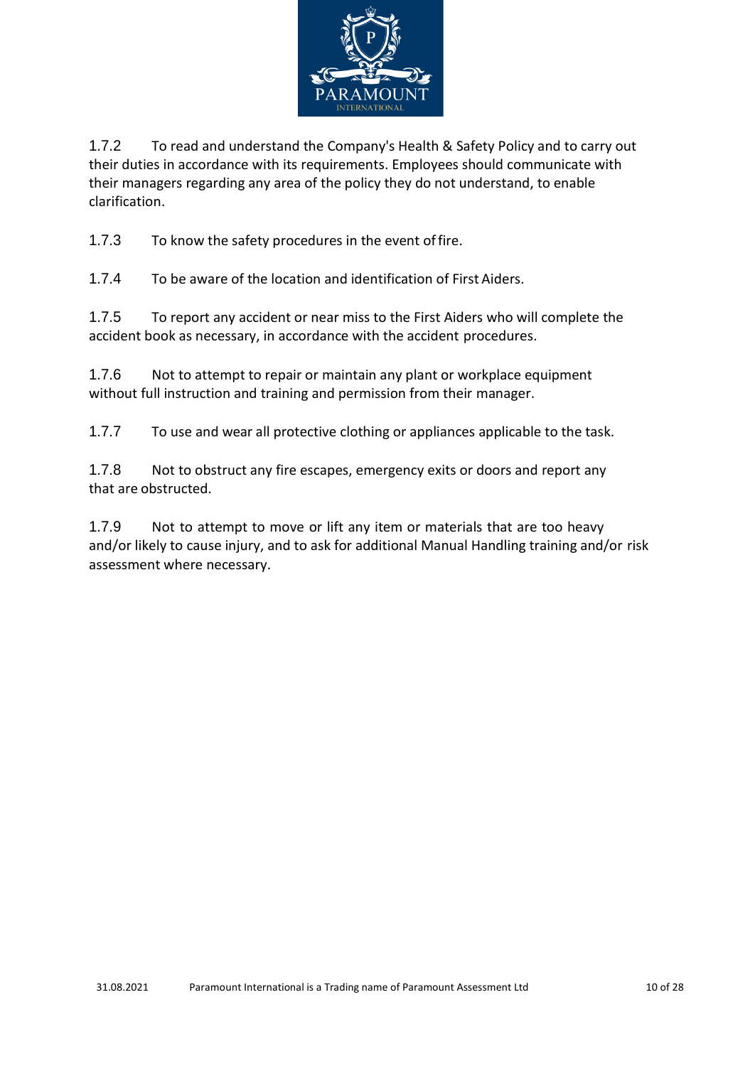1.7.2 To read and understand the Company's Health & Safety Policy and to carry out their duties in accordance with its requirements. Employees should communicate with their managers regarding any area of the policy they do not understand, to enable clarification.

1.7.3 To know the safety procedures in the event of fire.

1.7.4 To be aware of the location and identification of First Aiders.

1.7.5 To report any accident or near miss to the First Aiders who will complete the accident book as necessary, in accordance with the accident procedures.

1.7.6 Not to attempt to repair or maintain any plant or workplace equipment without full instruction and training and permission from their manager.

1.7.7 To use and wear all protective clothing or appliances applicable to the task.

1.7.8 Not to obstruct any fire escapes, emergency exits or doors and report any that are obstructed.

1.7.9 Not to attempt to move or lift any item or materials that are too heavy and/or likely to cause injury, and to ask for additional Manual Handling training and/or risk assessment where necessary.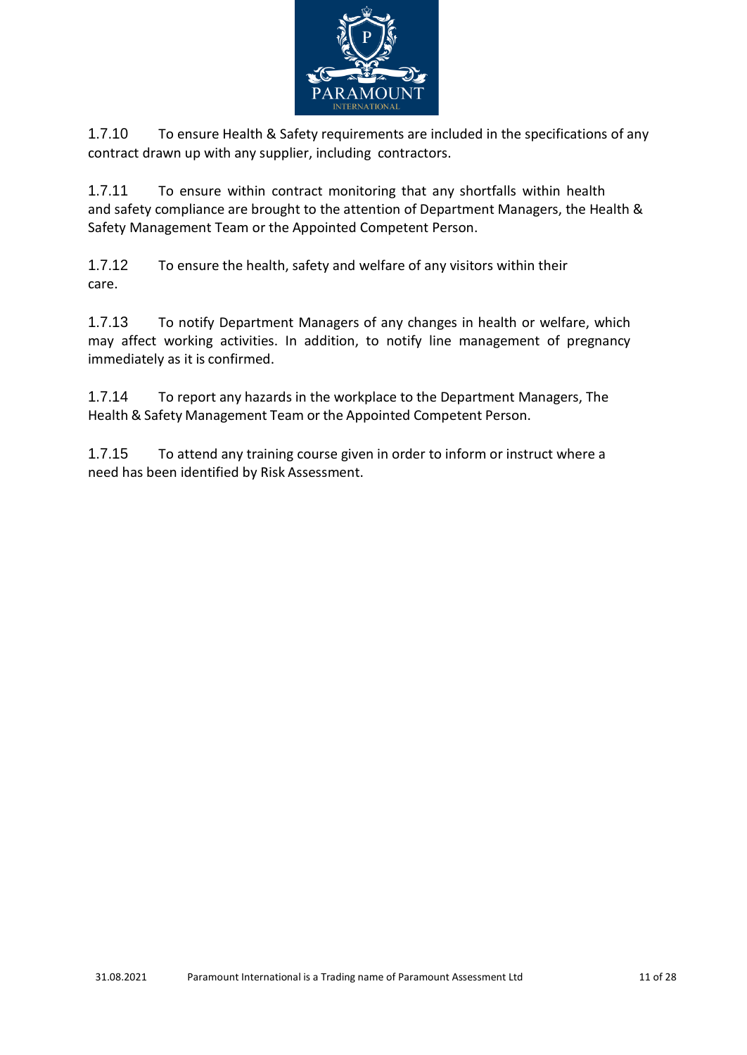1.7.10 To ensure Health & Safety requirements are included in the specifications of any contract drawn up with any supplier, including contractors.

1.7.11 To ensure within contract monitoring that any shortfalls within health and safety compliance are brought to the attention of Department Managers, the Health & Safety Management Team or the Appointed Competent Person.

1.7.12 To ensure the health, safety and welfare of any visitors within their care.

1.7.13 To notify Department Managers of any changes in health or welfare, which may affect working activities. In addition, to notify line management of pregnancy immediately as it is confirmed.

1.7.14 To report any hazards in the workplace to the Department Managers, The Health & Safety Management Team or the Appointed Competent Person.

1.7.15 To attend any training course given in order to inform or instruct where a need has been identified by Risk Assessment.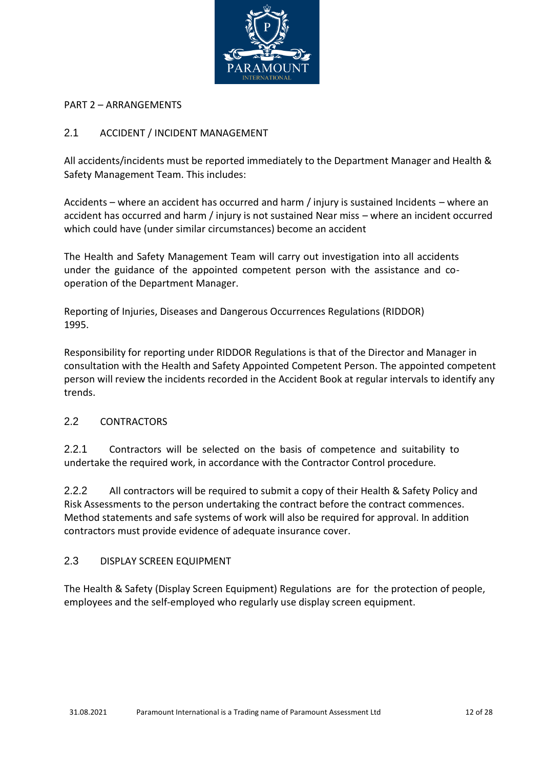PART 2 – ARRANGEMENTS

## 2.1 ACCIDENT / INCIDENT MANAGEMENT

All accidents/incidents must be reported immediately to the Department Manager and Health & Safety Management Team. This includes:

Accidents – where an accident has occurred and harm / injury is sustained Incidents – where an accident has occurred and harm / injury is not sustained Near miss – where an incident occurred which could have (under similar circumstances) become an accident

The Health and Safety Management Team will carry out investigation into all accidents under the guidance of the appointed competent person with the assistance and co-operation of the Department Manager.

Reporting of Injuries, Diseases and Dangerous Occurrences Regulations (RIDDOR) 1995.

Responsibility for reporting under RIDDOR Regulations is that of the Director and Manager in consultation with the Health and Safety Appointed Competent Person. The appointed competent person will review the incidents recorded in the Accident Book at regular intervals to identify any trends.

## 2.2 CONTRACTORS

2.2.1 Contractors will be selected on the basis of competence and suitability to undertake the required work, in accordance with the Contractor Control procedure.

2.2.2 All contractors will be required to submit a copy of their Health & Safety Policy and Risk Assessments to the person undertaking the contract before the contract commences. Method statements and safe systems of work will also be required for approval. In addition contractors must provide evidence of adequate insurance cover.

## 2.3 DISPLAY SCREEN EQUIPMENT

The Health & Safety (Display Screen Equipment) Regulations are for the protection of people, employees and the self-employed who regularly use display screen equipment.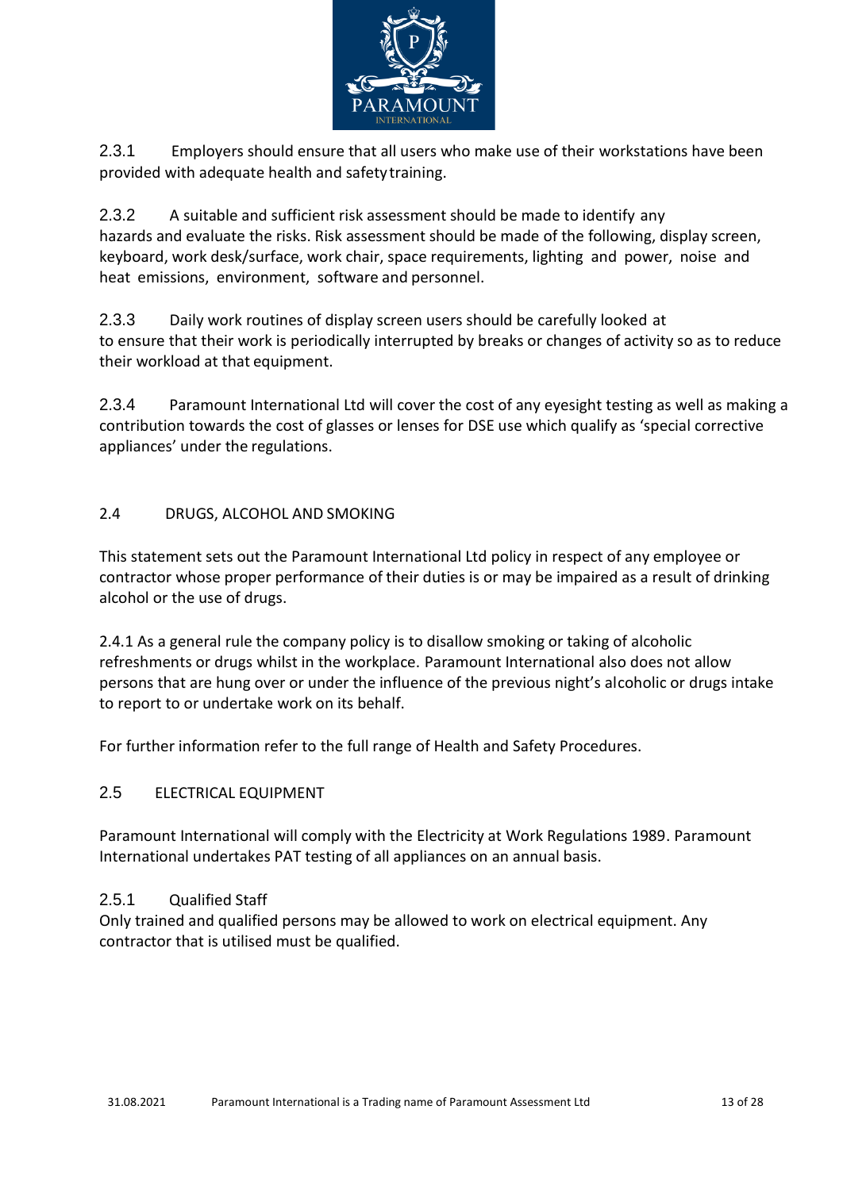2.3.1 Employers should ensure that all users who make use of their workstations have been provided with adequate health and safety training.

2.3.2 A suitable and sufficient risk assessment should be made to identify any hazards and evaluate the risks. Risk assessment should be made of the following, display screen, keyboard, work desk/surface, work chair, space requirements, lighting and power, noise and heat emissions, environment, software and personnel.

2.3.3 Daily work routines of display screen users should be carefully looked at to ensure that their work is periodically interrupted by breaks or changes of activity so as to reduce their workload at that equipment.

2.3.4 Paramount International Ltd will cover the cost of any eyesight testing as well as making a contribution towards the cost of glasses or lenses for DSE use which qualify as 'special corrective appliances' under the regulations.

## 2.4 DRUGS, ALCOHOL AND SMOKING

This statement sets out the Paramount International Ltd policy in respect of any employee or contractor whose proper performance of their duties is or may be impaired as a result of drinking alcohol or the use of drugs.

2.4.1 As a general rule the company policy is to disallow smoking or taking of alcoholic refreshments or drugs whilst in the workplace. Paramount International also does not allow persons that are hung over or under the influence of the previous night's alcoholic or drugs intake to report to or undertake work on its behalf.

For further information refer to the full range of Health and Safety Procedures.

## 2.5 ELECTRICAL EQUIPMENT

Paramount International will comply with the Electricity at Work Regulations 1989. Paramount International undertakes PAT testing of all appliances on an annual basis.

### 2.5.1 Qualified Staff

Only trained and qualified persons may be allowed to work on electrical equipment. Any contractor that is utilised must be qualified.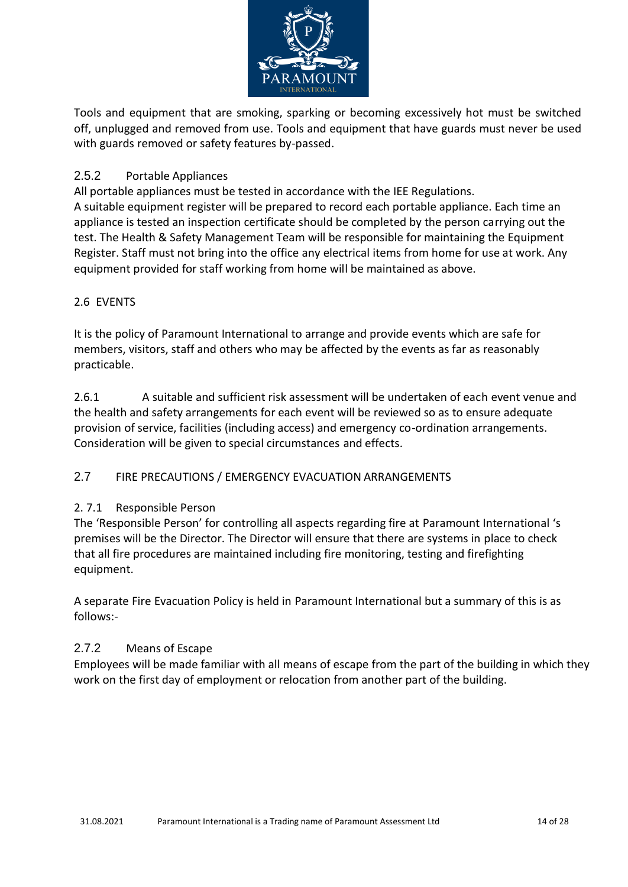Tools and equipment that are smoking, sparking or becoming excessively hot must be switched off, unplugged and removed from use. Tools and equipment that have guards must never be used with guards removed or safety features by-passed.

### 2.5.2 Portable Appliances

All portable appliances must be tested in accordance with the IEE Regulations.
A suitable equipment register will be prepared to record each portable appliance. Each time an appliance is tested an inspection certificate should be completed by the person carrying out the test. The Health & Safety Management Team will be responsible for maintaining the Equipment Register. Staff must not bring into the office any electrical items from home for use at work. Any equipment provided for staff working from home will be maintained as above.

## 2.6 EVENTS

It is the policy of Paramount International to arrange and provide events which are safe for members, visitors, staff and others who may be affected by the events as far as reasonably practicable.

2.6.1 A suitable and sufficient risk assessment will be undertaken of each event venue and the health and safety arrangements for each event will be reviewed so as to ensure adequate provision of service, facilities (including access) and emergency co-ordination arrangements. Consideration will be given to special circumstances and effects.

## 2.7 FIRE PRECAUTIONS / EMERGENCY EVACUATION ARRANGEMENTS

### 2. 7.1 Responsible Person

The 'Responsible Person' for controlling all aspects regarding fire at Paramount International 's premises will be the Director. The Director will ensure that there are systems in place to check that all fire procedures are maintained including fire monitoring, testing and firefighting equipment.

A separate Fire Evacuation Policy is held in Paramount International but a summary of this is as follows:-

### 2.7.2 Means of Escape

Employees will be made familiar with all means of escape from the part of the building in which they work on the first day of employment or relocation from another part of the building.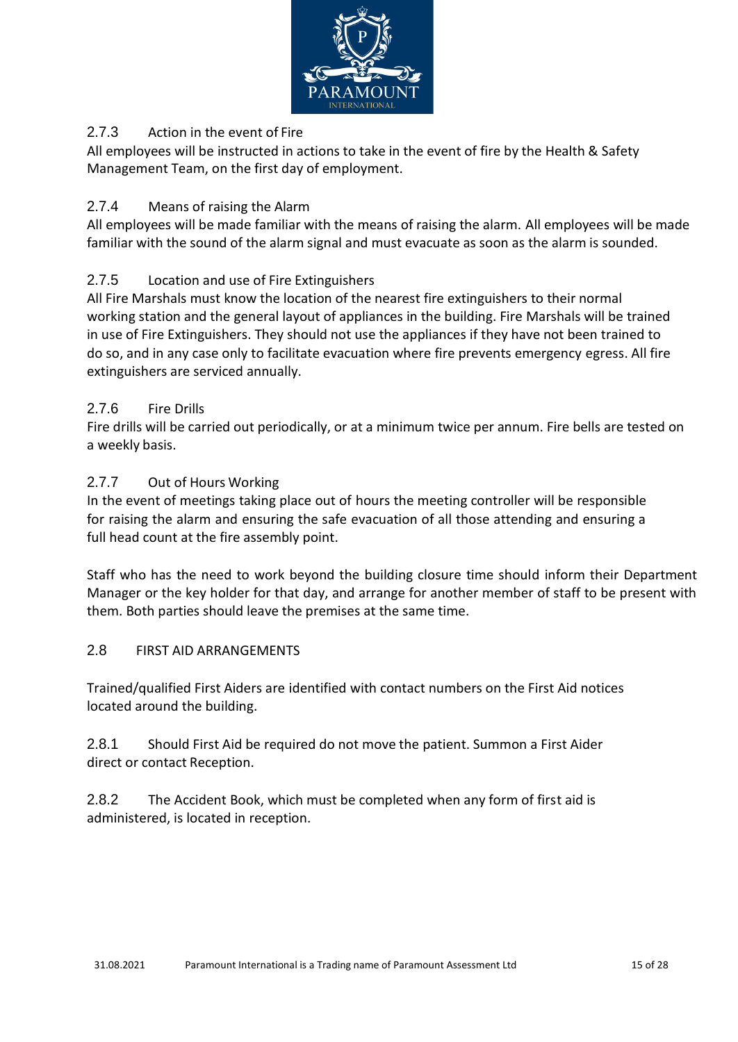### 2.7.3 Action in the event of Fire

All employees will be instructed in actions to take in the event of fire by the Health & Safety Management Team, on the first day of employment.

### 2.7.4 Means of raising the Alarm

All employees will be made familiar with the means of raising the alarm. All employees will be made familiar with the sound of the alarm signal and must evacuate as soon as the alarm is sounded.

### 2.7.5 Location and use of Fire Extinguishers

All Fire Marshals must know the location of the nearest fire extinguishers to their normal working station and the general layout of appliances in the building. Fire Marshals will be trained in use of Fire Extinguishers. They should not use the appliances if they have not been trained to do so, and in any case only to facilitate evacuation where fire prevents emergency egress. All fire extinguishers are serviced annually.

### 2.7.6 Fire Drills

Fire drills will be carried out periodically, or at a minimum twice per annum. Fire bells are tested on a weekly basis.

### 2.7.7 Out of Hours Working

In the event of meetings taking place out of hours the meeting controller will be responsible for raising the alarm and ensuring the safe evacuation of all those attending and ensuring a full head count at the fire assembly point.

Staff who has the need to work beyond the building closure time should inform their Department Manager or the key holder for that day, and arrange for another member of staff to be present with them. Both parties should leave the premises at the same time.

## 2.8 FIRST AID ARRANGEMENTS

Trained/qualified First Aiders are identified with contact numbers on the First Aid notices located around the building.

2.8.1 Should First Aid be required do not move the patient. Summon a First Aider direct or contact Reception.

2.8.2 The Accident Book, which must be completed when any form of first aid is administered, is located in reception.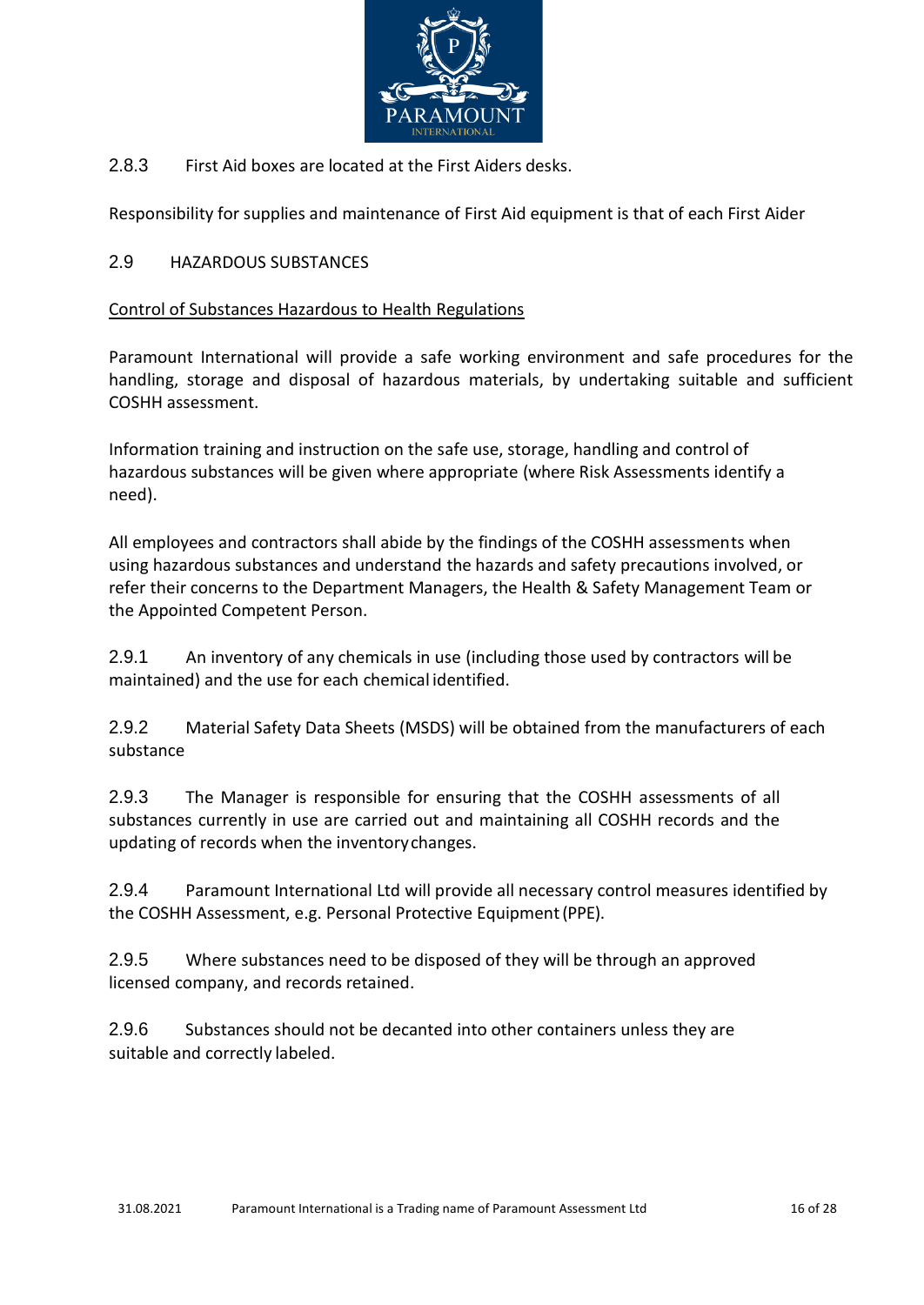2.8.3 First Aid boxes are located at the First Aiders desks.

Responsibility for supplies and maintenance of First Aid equipment is that of each First Aider

## 2.9 HAZARDOUS SUBSTANCES

Control of Substances Hazardous to Health Regulations

Paramount International will provide a safe working environment and safe procedures for the handling, storage and disposal of hazardous materials, by undertaking suitable and sufficient COSHH assessment.

Information training and instruction on the safe use, storage, handling and control of hazardous substances will be given where appropriate (where Risk Assessments identify a need).

All employees and contractors shall abide by the findings of the COSHH assessments when using hazardous substances and understand the hazards and safety precautions involved, or refer their concerns to the Department Managers, the Health & Safety Management Team or the Appointed Competent Person.

2.9.1 An inventory of any chemicals in use (including those used by contractors will be maintained) and the use for each chemical identified.

2.9.2 Material Safety Data Sheets (MSDS) will be obtained from the manufacturers of each substance

2.9.3 The Manager is responsible for ensuring that the COSHH assessments of all substances currently in use are carried out and maintaining all COSHH records and the updating of records when the inventory changes.

2.9.4 Paramount International Ltd will provide all necessary control measures identified by the COSHH Assessment, e.g. Personal Protective Equipment (PPE).

2.9.5 Where substances need to be disposed of they will be through an approved licensed company, and records retained.

2.9.6 Substances should not be decanted into other containers unless they are suitable and correctly labeled.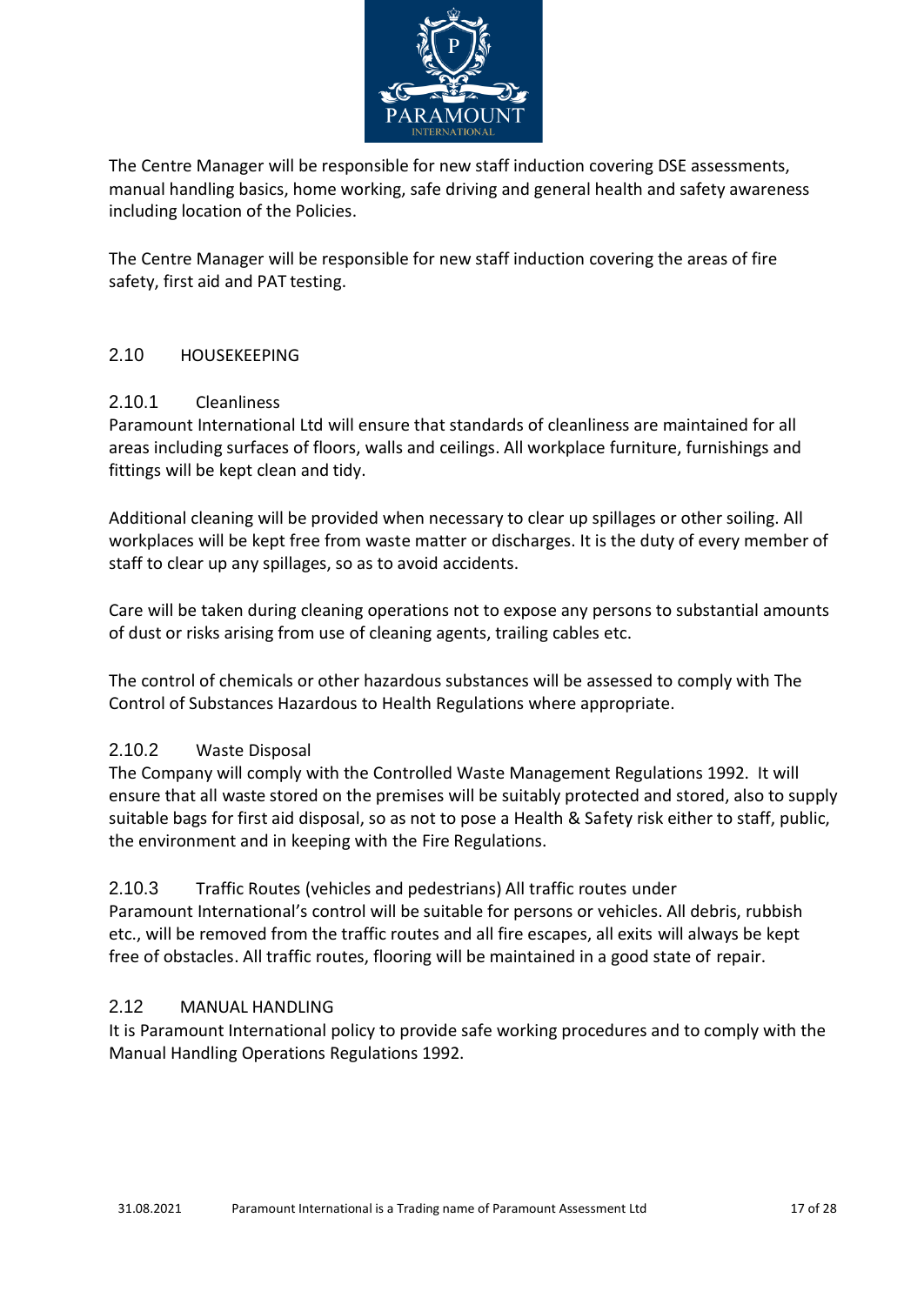The Centre Manager will be responsible for new staff induction covering DSE assessments, manual handling basics, home working, safe driving and general health and safety awareness including location of the Policies.

The Centre Manager will be responsible for new staff induction covering the areas of fire safety, first aid and PAT testing.

## 2.10 HOUSEKEEPING

### 2.10.1 Cleanliness

Paramount International Ltd will ensure that standards of cleanliness are maintained for all areas including surfaces of floors, walls and ceilings. All workplace furniture, furnishings and fittings will be kept clean and tidy.

Additional cleaning will be provided when necessary to clear up spillages or other soiling. All workplaces will be kept free from waste matter or discharges. It is the duty of every member of staff to clear up any spillages, so as to avoid accidents.

Care will be taken during cleaning operations not to expose any persons to substantial amounts of dust or risks arising from use of cleaning agents, trailing cables etc.

The control of chemicals or other hazardous substances will be assessed to comply with The Control of Substances Hazardous to Health Regulations where appropriate.

### 2.10.2 Waste Disposal

The Company will comply with the Controlled Waste Management Regulations 1992. It will ensure that all waste stored on the premises will be suitably protected and stored, also to supply suitable bags for first aid disposal, so as not to pose a Health & Safety risk either to staff, public, the environment and in keeping with the Fire Regulations.

### 2.10.3 Traffic Routes (vehicles and pedestrians) All traffic routes under

Paramount International's control will be suitable for persons or vehicles. All debris, rubbish etc., will be removed from the traffic routes and all fire escapes, all exits will always be kept free of obstacles. All traffic routes, flooring will be maintained in a good state of repair.

## 2.12 MANUAL HANDLING

It is Paramount International policy to provide safe working procedures and to comply with the Manual Handling Operations Regulations 1992.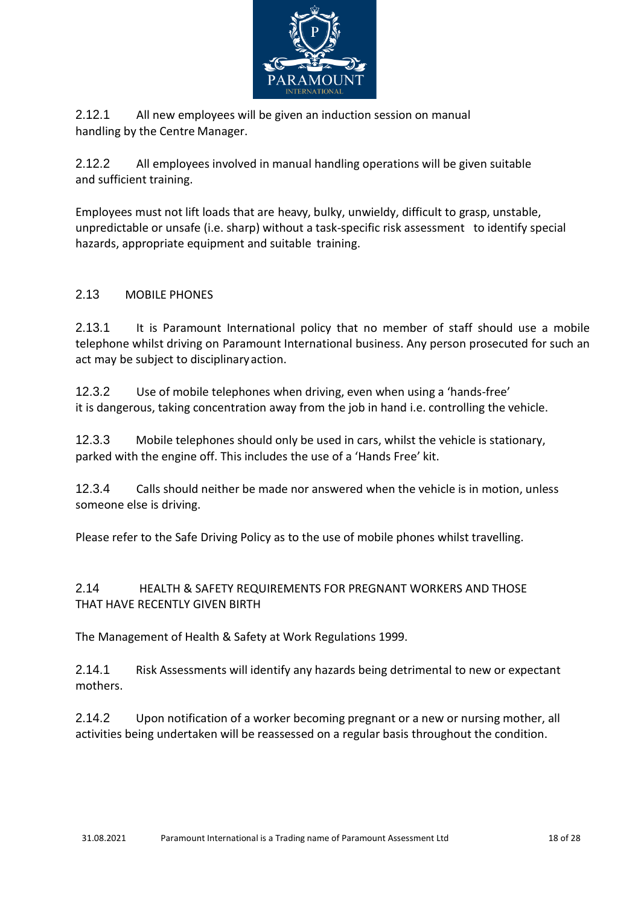2.12.1 All new employees will be given an induction session on manual handling by the Centre Manager.

2.12.2 All employees involved in manual handling operations will be given suitable and sufficient training.

Employees must not lift loads that are heavy, bulky, unwieldy, difficult to grasp, unstable, unpredictable or unsafe (i.e. sharp) without a task-specific risk assessment to identify special hazards, appropriate equipment and suitable training.

## 2.13 MOBILE PHONES

2.13.1 It is Paramount International policy that no member of staff should use a mobile telephone whilst driving on Paramount International business. Any person prosecuted for such an act may be subject to disciplinary action.

12.3.2 Use of mobile telephones when driving, even when using a 'hands-free' it is dangerous, taking concentration away from the job in hand i.e. controlling the vehicle.

12.3.3 Mobile telephones should only be used in cars, whilst the vehicle is stationary, parked with the engine off. This includes the use of a 'Hands Free' kit.

12.3.4 Calls should neither be made nor answered when the vehicle is in motion, unless someone else is driving.

Please refer to the Safe Driving Policy as to the use of mobile phones whilst travelling.

## 2.14 HEALTH & SAFETY REQUIREMENTS FOR PREGNANT WORKERS AND THOSE THAT HAVE RECENTLY GIVEN BIRTH

The Management of Health & Safety at Work Regulations 1999.

2.14.1 Risk Assessments will identify any hazards being detrimental to new or expectant mothers.

2.14.2 Upon notification of a worker becoming pregnant or a new or nursing mother, all activities being undertaken will be reassessed on a regular basis throughout the condition.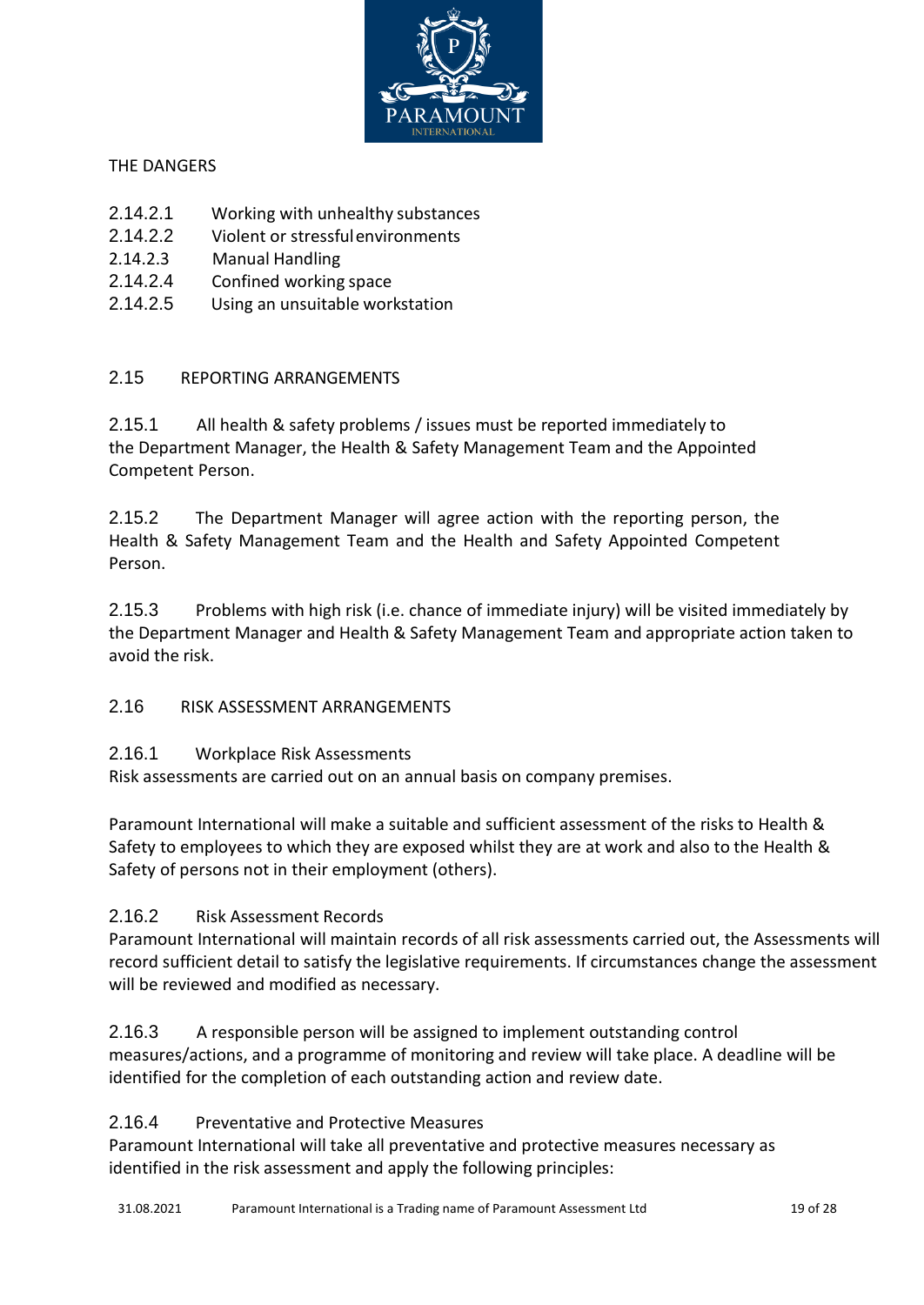THE DANGERS

2.14.2.1 Working with unhealthy substances
2.14.2.2 Violent or stressful environments
2.14.2.3 Manual Handling
2.14.2.4 Confined working space
2.14.2.5 Using an unsuitable workstation

## 2.15 REPORTING ARRANGEMENTS

2.15.1 All health & safety problems / issues must be reported immediately to the Department Manager, the Health & Safety Management Team and the Appointed Competent Person.

2.15.2 The Department Manager will agree action with the reporting person, the Health & Safety Management Team and the Health and Safety Appointed Competent Person.

2.15.3 Problems with high risk (i.e. chance of immediate injury) will be visited immediately by the Department Manager and Health & Safety Management Team and appropriate action taken to avoid the risk.

## 2.16 RISK ASSESSMENT ARRANGEMENTS

### 2.16.1 Workplace Risk Assessments

Risk assessments are carried out on an annual basis on company premises.

Paramount International will make a suitable and sufficient assessment of the risks to Health & Safety to employees to which they are exposed whilst they are at work and also to the Health & Safety of persons not in their employment (others).

### 2.16.2 Risk Assessment Records

Paramount International will maintain records of all risk assessments carried out, the Assessments will record sufficient detail to satisfy the legislative requirements. If circumstances change the assessment will be reviewed and modified as necessary.

2.16.3 A responsible person will be assigned to implement outstanding control measures/actions, and a programme of monitoring and review will take place. A deadline will be identified for the completion of each outstanding action and review date.

### 2.16.4 Preventative and Protective Measures

Paramount International will take all preventative and protective measures necessary as identified in the risk assessment and apply the following principles: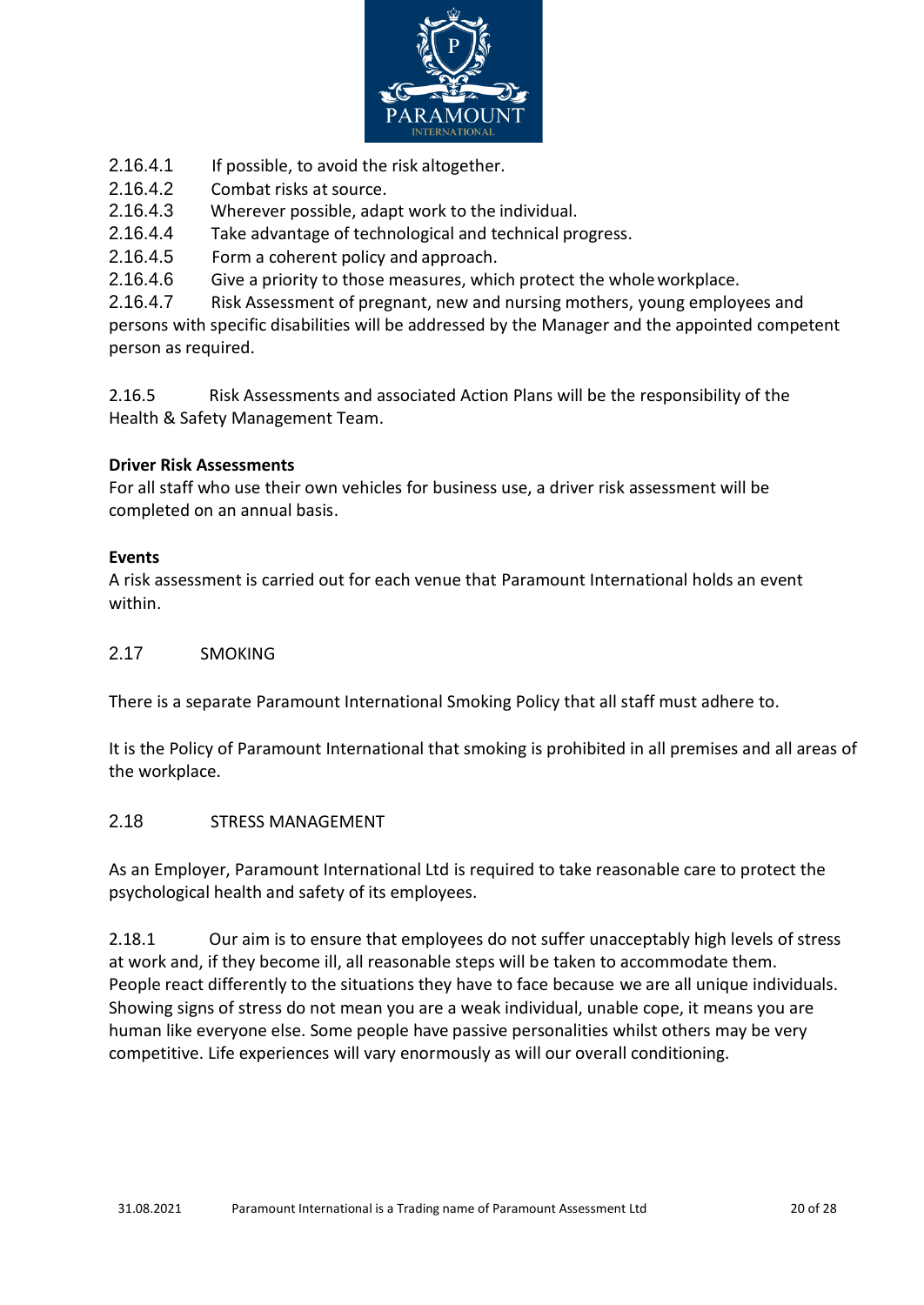2.16.4.1 If possible, to avoid the risk altogether.

2.16.4.2 Combat risks at source.

2.16.4.3 Wherever possible, adapt work to the individual.

2.16.4.4 Take advantage of technological and technical progress.

2.16.4.5 Form a coherent policy and approach.

2.16.4.6 Give a priority to those measures, which protect the whole workplace.

2.16.4.7 Risk Assessment of pregnant, new and nursing mothers, young employees and persons with specific disabilities will be addressed by the Manager and the appointed competent person as required.

2.16.5 Risk Assessments and associated Action Plans will be the responsibility of the Health & Safety Management Team.

**Driver Risk Assessments**

For all staff who use their own vehicles for business use, a driver risk assessment will be completed on an annual basis.

**Events**

A risk assessment is carried out for each venue that Paramount International holds an event within.

## 2.17 SMOKING

There is a separate Paramount International Smoking Policy that all staff must adhere to.

It is the Policy of Paramount International that smoking is prohibited in all premises and all areas of the workplace.

## 2.18 STRESS MANAGEMENT

As an Employer, Paramount International Ltd is required to take reasonable care to protect the psychological health and safety of its employees.

2.18.1 Our aim is to ensure that employees do not suffer unacceptably high levels of stress at work and, if they become ill, all reasonable steps will be taken to accommodate them. People react differently to the situations they have to face because we are all unique individuals. Showing signs of stress do not mean you are a weak individual, unable cope, it means you are human like everyone else. Some people have passive personalities whilst others may be very competitive. Life experiences will vary enormously as will our overall conditioning.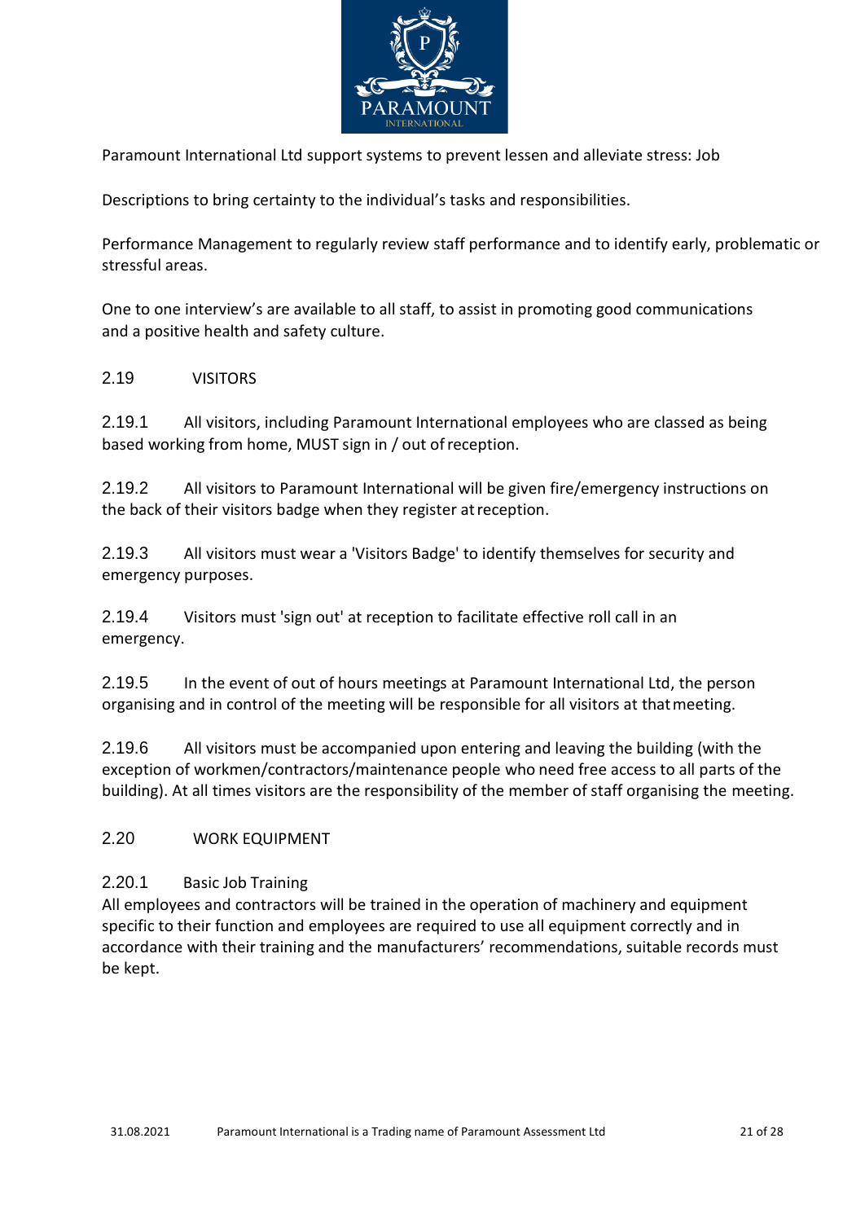Paramount International Ltd support systems to prevent lessen and alleviate stress: Job

Descriptions to bring certainty to the individual's tasks and responsibilities.

Performance Management to regularly review staff performance and to identify early, problematic or stressful areas.

One to one interview's are available to all staff, to assist in promoting good communications and a positive health and safety culture.

## 2.19 VISITORS

2.19.1 All visitors, including Paramount International employees who are classed as being based working from home, MUST sign in / out of reception.

2.19.2 All visitors to Paramount International will be given fire/emergency instructions on the back of their visitors badge when they register at reception.

2.19.3 All visitors must wear a 'Visitors Badge' to identify themselves for security and emergency purposes.

2.19.4 Visitors must 'sign out' at reception to facilitate effective roll call in an emergency.

2.19.5 In the event of out of hours meetings at Paramount International Ltd, the person organising and in control of the meeting will be responsible for all visitors at that meeting.

2.19.6 All visitors must be accompanied upon entering and leaving the building (with the exception of workmen/contractors/maintenance people who need free access to all parts of the building). At all times visitors are the responsibility of the member of staff organising the meeting.

## 2.20 WORK EQUIPMENT

### 2.20.1 Basic Job Training

All employees and contractors will be trained in the operation of machinery and equipment specific to their function and employees are required to use all equipment correctly and in accordance with their training and the manufacturers' recommendations, suitable records must be kept.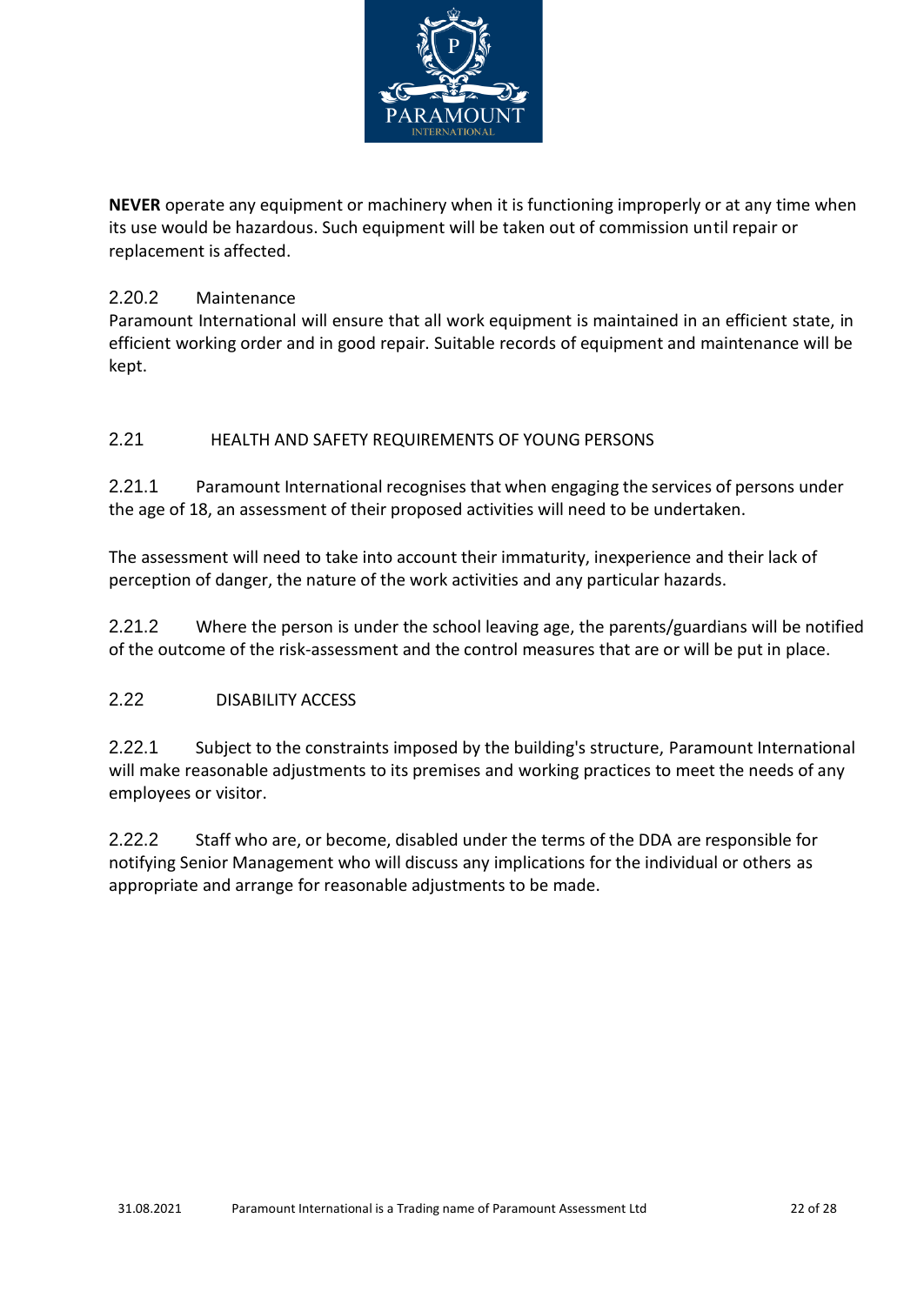**NEVER** operate any equipment or machinery when it is functioning improperly or at any time when its use would be hazardous. Such equipment will be taken out of commission until repair or replacement is affected.

### 2.20.2 Maintenance

Paramount International will ensure that all work equipment is maintained in an efficient state, in efficient working order and in good repair. Suitable records of equipment and maintenance will be kept.

## 2.21 HEALTH AND SAFETY REQUIREMENTS OF YOUNG PERSONS

2.21.1 Paramount International recognises that when engaging the services of persons under the age of 18, an assessment of their proposed activities will need to be undertaken.

The assessment will need to take into account their immaturity, inexperience and their lack of perception of danger, the nature of the work activities and any particular hazards.

2.21.2 Where the person is under the school leaving age, the parents/guardians will be notified of the outcome of the risk-assessment and the control measures that are or will be put in place.

## 2.22 DISABILITY ACCESS

2.22.1 Subject to the constraints imposed by the building's structure, Paramount International will make reasonable adjustments to its premises and working practices to meet the needs of any employees or visitor.

2.22.2 Staff who are, or become, disabled under the terms of the DDA are responsible for notifying Senior Management who will discuss any implications for the individual or others as appropriate and arrange for reasonable adjustments to be made.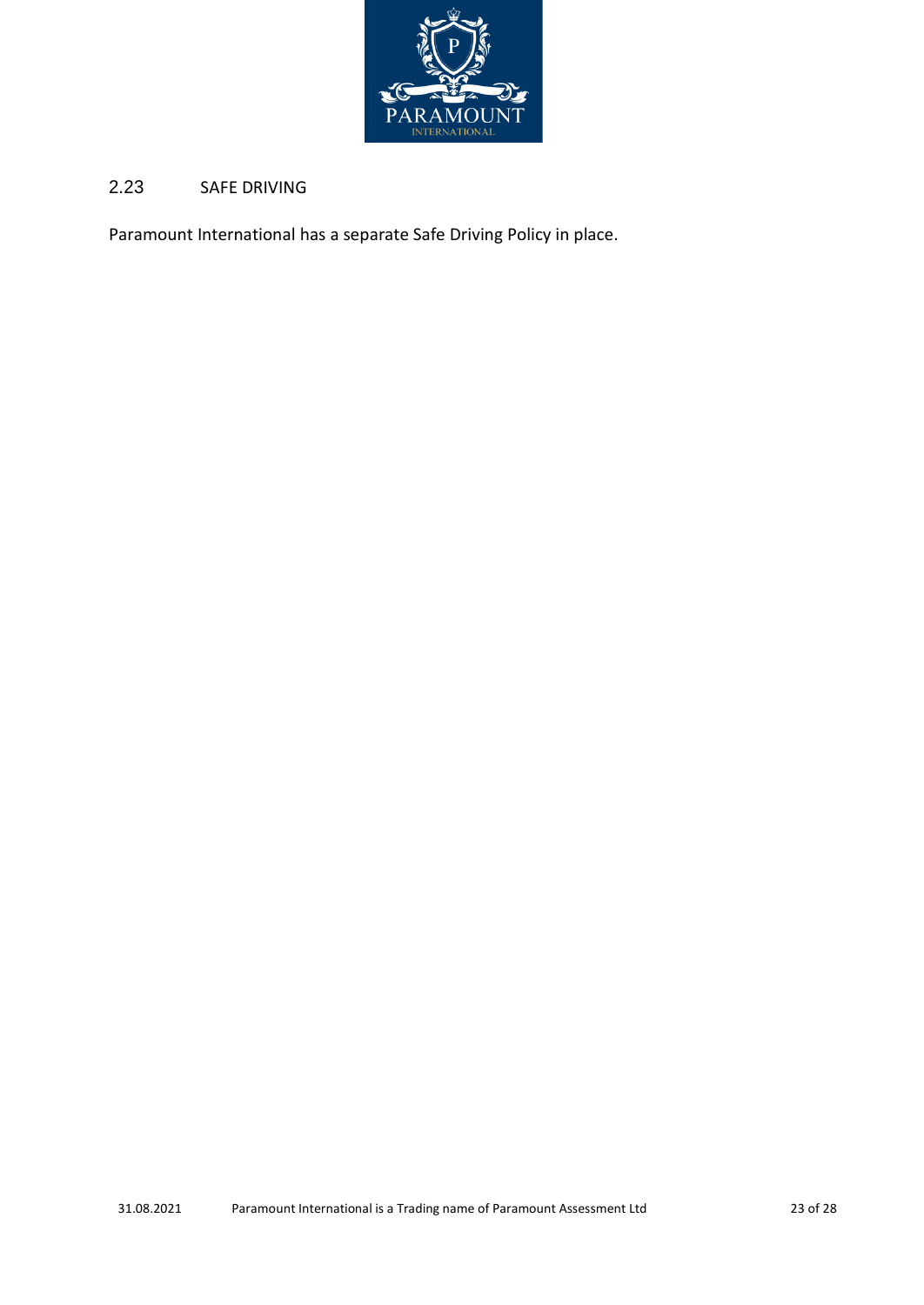## 2.23 SAFE DRIVING

Paramount International has a separate Safe Driving Policy in place.